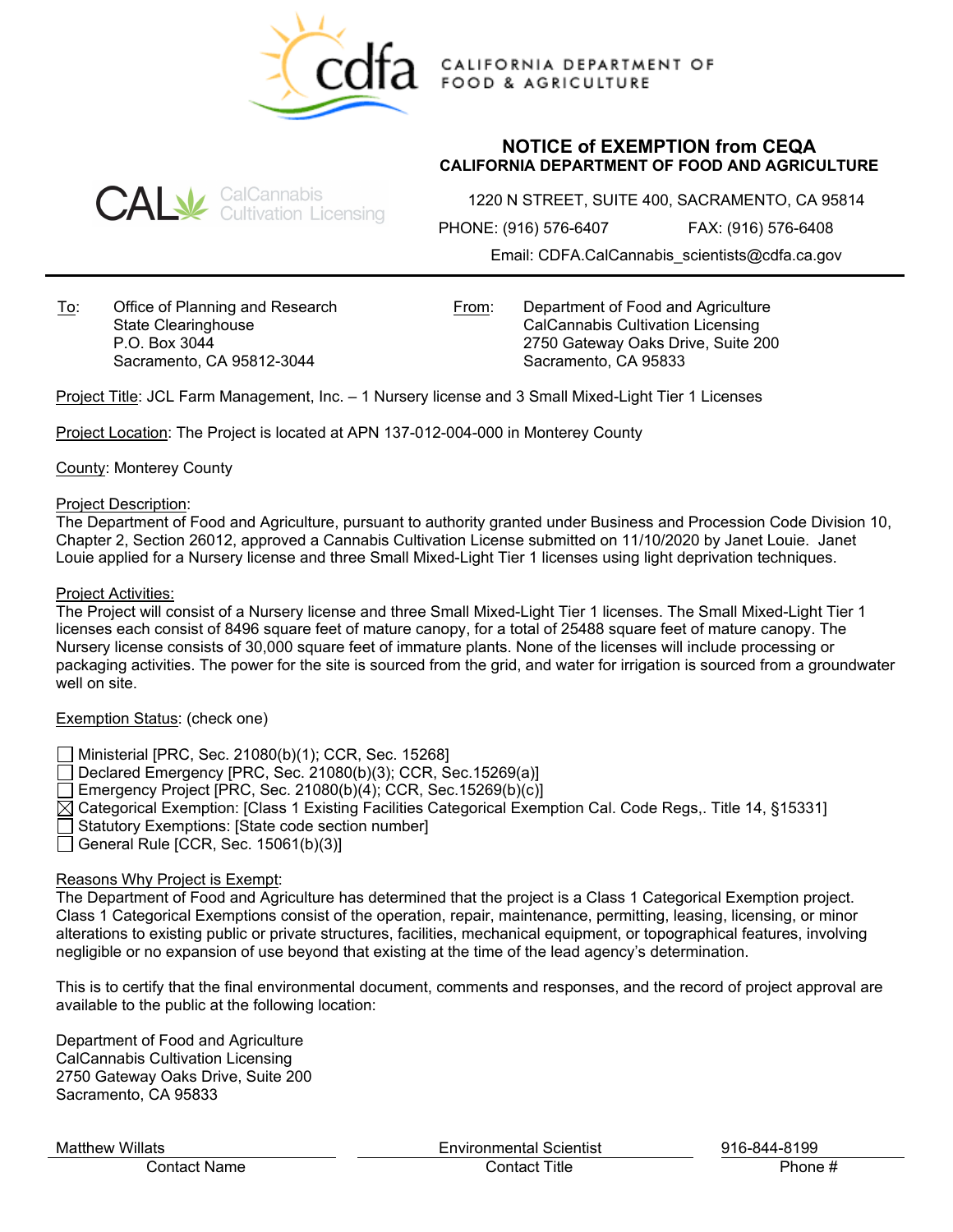CALIFORNIA DEPARTMENT OF FOOD & AGRICULTURE

CalCannabis Cultivation Licensing

## NOTICE of EXEMPTION from CEQA
### CALIFORNIA DEPARTMENT OF FOOD AND AGRICULTURE

1220 N STREET, SUITE 400, SACRAMENTO, CA 95814

PHONE: (916) 576-6407 FAX: (916) 576-6408

Email: CDFA.CalCannabis_scientists@cdfa.ca.gov

---

To: Office of Planning and Research
State Clearinghouse
P.O. Box 3044
Sacramento, CA 95812-3044

From: Department of Food and Agriculture
CalCannabis Cultivation Licensing
2750 Gateway Oaks Drive, Suite 200
Sacramento, CA 95833

Project Title: JCL Farm Management, Inc. – 1 Nursery license and 3 Small Mixed-Light Tier 1 Licenses

Project Location: The Project is located at APN 137-012-004-000 in Monterey County

County: Monterey County

Project Description:
The Department of Food and Agriculture, pursuant to authority granted under Business and Procession Code Division 10, Chapter 2, Section 26012, approved a Cannabis Cultivation License submitted on 11/10/2020 by Janet Louie. Janet Louie applied for a Nursery license and three Small Mixed-Light Tier 1 licenses using light deprivation techniques.

Project Activities:
The Project will consist of a Nursery license and three Small Mixed-Light Tier 1 licenses. The Small Mixed-Light Tier 1 licenses each consist of 8496 square feet of mature canopy, for a total of 25488 square feet of mature canopy. The Nursery license consists of 30,000 square feet of immature plants. None of the licenses will include processing or packaging activities. The power for the site is sourced from the grid, and water for irrigation is sourced from a groundwater well on site.

Exemption Status: (check one)

- ☐ Ministerial [PRC, Sec. 21080(b)(1); CCR, Sec. 15268]
- ☐ Declared Emergency [PRC, Sec. 21080(b)(3); CCR, Sec.15269(a)]
- ☐ Emergency Project [PRC, Sec. 21080(b)(4); CCR, Sec.15269(b)(c)]
- ☒ Categorical Exemption: [Class 1 Existing Facilities Categorical Exemption Cal. Code Regs,. Title 14, §15331]
- ☐ Statutory Exemptions: [State code section number]
- ☐ General Rule [CCR, Sec. 15061(b)(3)]

Reasons Why Project is Exempt:
The Department of Food and Agriculture has determined that the project is a Class 1 Categorical Exemption project. Class 1 Categorical Exemptions consist of the operation, repair, maintenance, permitting, leasing, licensing, or minor alterations to existing public or private structures, facilities, mechanical equipment, or topographical features, involving negligible or no expansion of use beyond that existing at the time of the lead agency's determination.

This is to certify that the final environmental document, comments and responses, and the record of project approval are available to the public at the following location:

Department of Food and Agriculture
CalCannabis Cultivation Licensing
2750 Gateway Oaks Drive, Suite 200
Sacramento, CA 95833

| Matthew Willats | Environmental Scientist | 916-844-8199 |
|---|---|---|
| Contact Name | Contact Title | Phone # |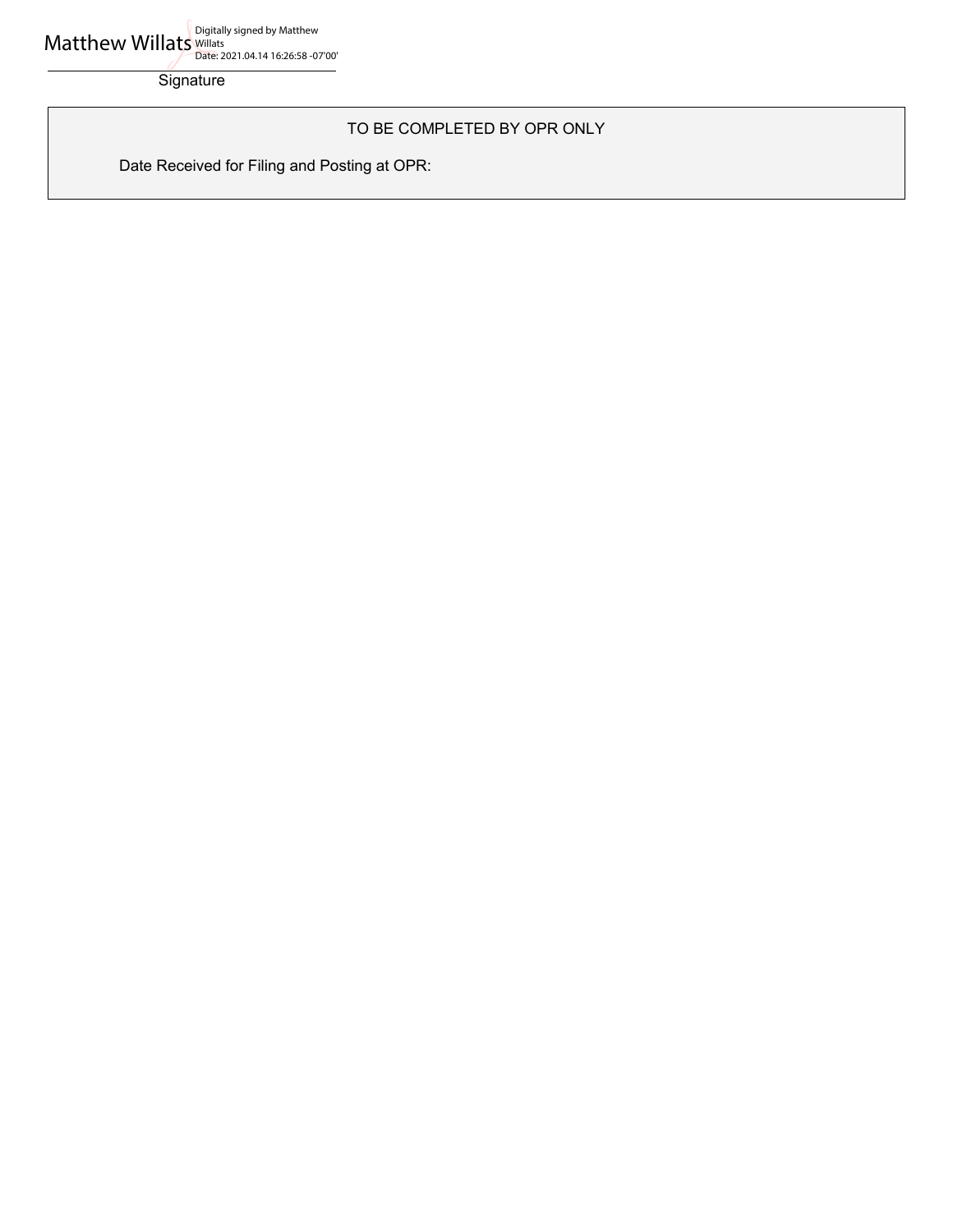Matthew Willats Digitally signed by Matthew Willats
Date: 2021.04.14 16:26:58 -07'00'

Signature

TO BE COMPLETED BY OPR ONLY

Date Received for Filing and Posting at OPR: